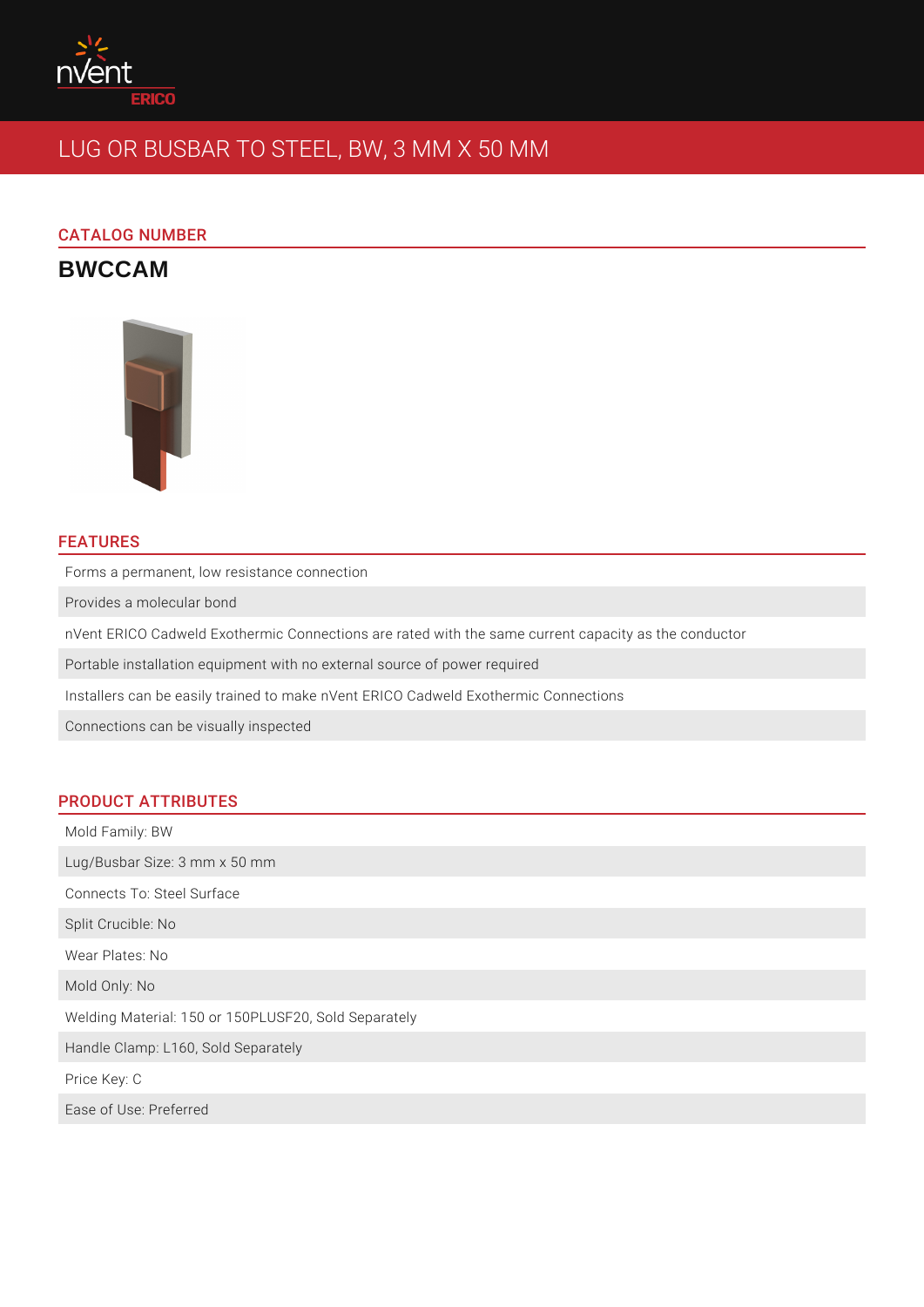# LUG OR BUSBAR TO STEEL, BW, 3 MM X 50 MM

## CATALOG NUMBER

**BWCCAM**

## FEATURES

- Forms a permanent, low resistance connection
- Provides a molecular bond
- nVent ERICO Cadweld Exothermic Connections are rated with the same current capacity as the conductor
- Portable installation equipment with no external source of power required
- Installers can be easily trained to make nVent ERICO Cadweld Exothermic Connections
- Connections can be visually inspected

## PRODUCT ATTRIBUTES

- Mold Family: BW
- Lug/Busbar Size: 3 mm x 50 mm
- Connects To: Steel Surface
- Split Crucible: No
- Wear Plates: No
- Mold Only: No
- Welding Material: 150 or 150PLUSF20, Sold Separately
- Handle Clamp: L160, Sold Separately
- Price Key: C
- Ease of Use: Preferred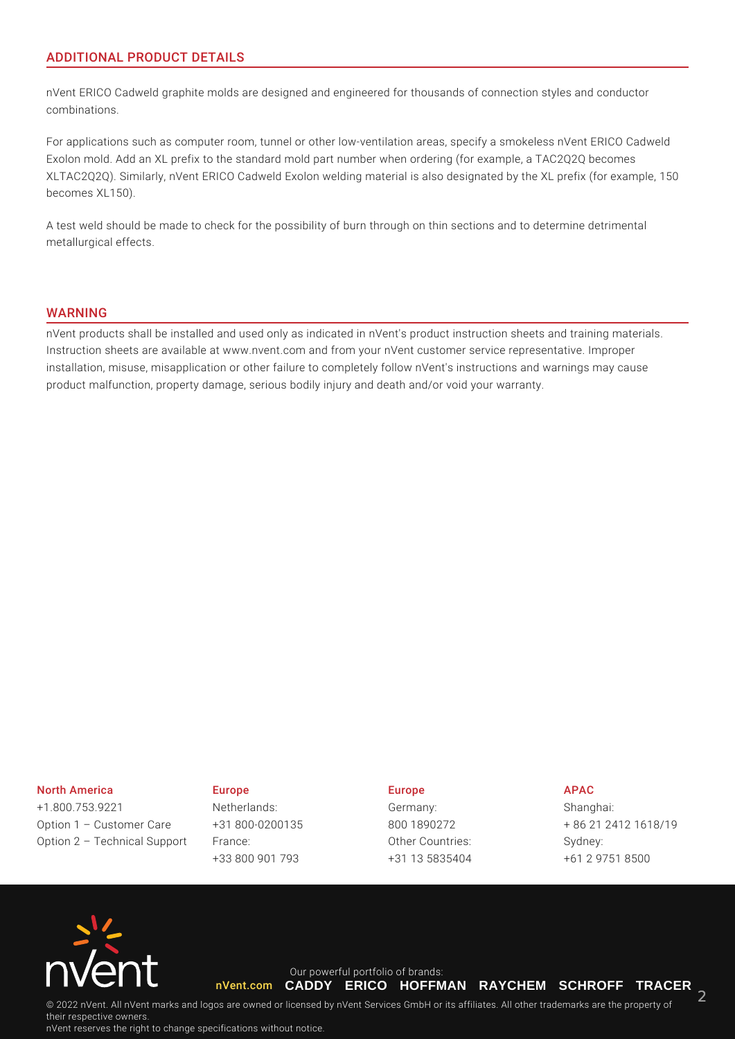## ADDITIONAL PRODUCT DETAILS

nVent ERICO Cadweld graphite molds are designed and engineered for thousands of connection styles and conductor combinations.

For applications such as computer room, tunnel or other low-ventilation areas, specify a smokeless nVent ERICO Cadweld Exolon mold. Add an XL prefix to the standard mold part number when ordering (for example, a TAC2Q2Q becomes XLTAC2Q2Q). Similarly, nVent ERICO Cadweld Exolon welding material is also designated by the XL prefix (for example, 150 becomes XL150).

A test weld should be made to check for the possibility of burn through on thin sections and to determine detrimental metallurgical effects.

## WARNING

nVent products shall be installed and used only as indicated in nVent's product instruction sheets and training materials. Instruction sheets are available at www.nvent.com and from your nVent customer service representative. Improper installation, misuse, misapplication or other failure to completely follow nVent's instructions and warnings may cause product malfunction, property damage, serious bodily injury and death and/or void your warranty.

**North America**
+1.800.753.9221
Option 1 – Customer Care
Option 2 – Technical Support

**Europe**
Netherlands:
+31 800-0200135
France:
+33 800 901 793

**Europe**
Germany:
800 1890272
Other Countries:
+31 13 5835404

**APAC**
Shanghai:
+ 86 21 2412 1618/19
Sydney:
+61 2 9751 8500

Our powerful portfolio of brands:
nVent.com CADDY ERICO HOFFMAN RAYCHEM SCHROFF TRACER

© 2022 nVent. All nVent marks and logos are owned or licensed by nVent Services GmbH or its affiliates. All other trademarks are the property of their respective owners.
nVent reserves the right to change specifications without notice.